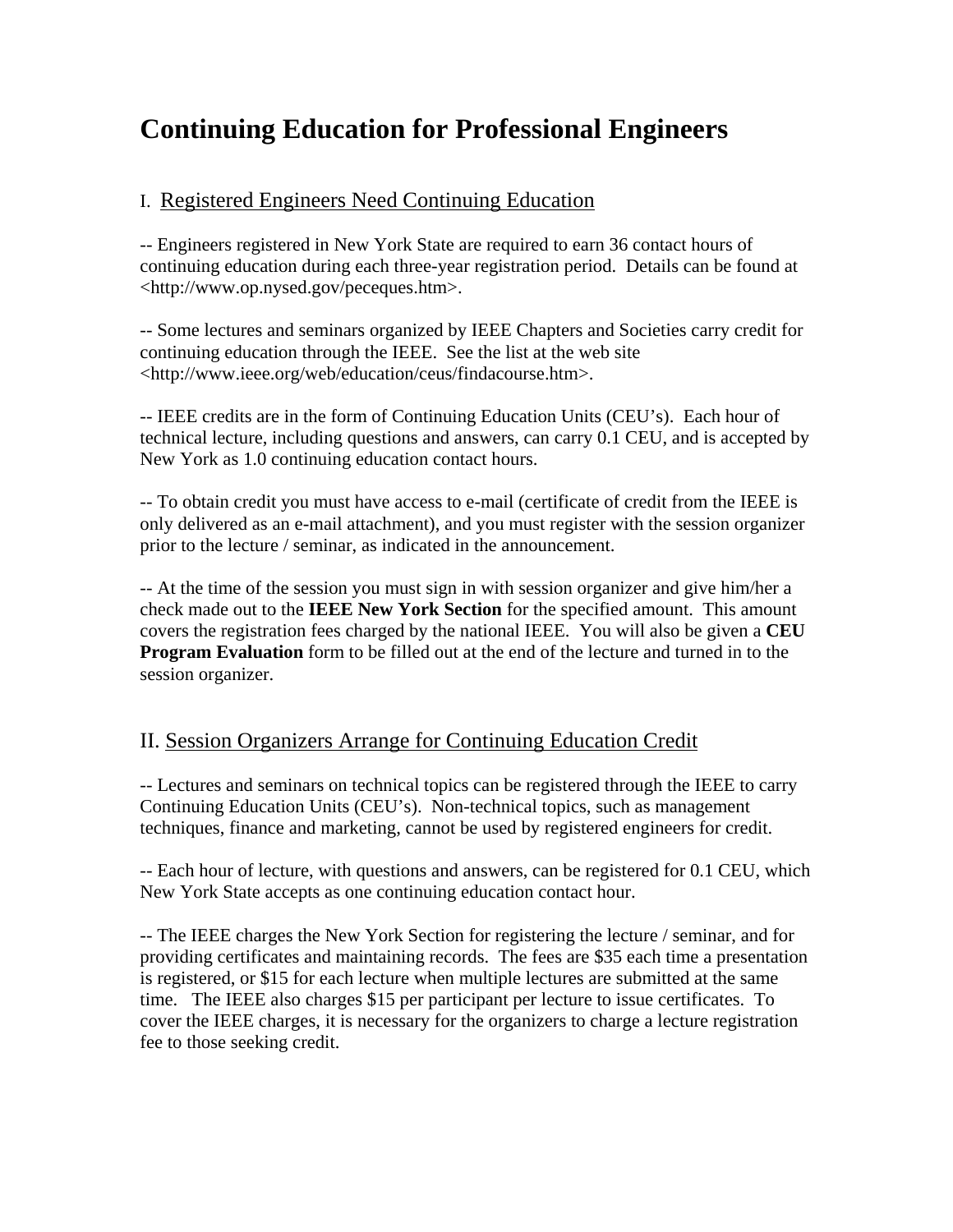# Continuing Education for Professional Engineers

## I. Registered Engineers Need Continuing Education

-- Engineers registered in New York State are required to earn 36 contact hours of continuing education during each three-year registration period. Details can be found at <http://www.op.nysed.gov/peceques.htm>.

-- Some lectures and seminars organized by IEEE Chapters and Societies carry credit for continuing education through the IEEE. See the list at the web site <http://www.ieee.org/web/education/ceus/findacourse.htm>.

-- IEEE credits are in the form of Continuing Education Units (CEU's). Each hour of technical lecture, including questions and answers, can carry 0.1 CEU, and is accepted by New York as 1.0 continuing education contact hours.

-- To obtain credit you must have access to e-mail (certificate of credit from the IEEE is only delivered as an e-mail attachment), and you must register with the session organizer prior to the lecture / seminar, as indicated in the announcement.

-- At the time of the session you must sign in with session organizer and give him/her a check made out to the **IEEE New York Section** for the specified amount. This amount covers the registration fees charged by the national IEEE. You will also be given a **CEU Program Evaluation** form to be filled out at the end of the lecture and turned in to the session organizer.

## II. Session Organizers Arrange for Continuing Education Credit

-- Lectures and seminars on technical topics can be registered through the IEEE to carry Continuing Education Units (CEU's). Non-technical topics, such as management techniques, finance and marketing, cannot be used by registered engineers for credit.

-- Each hour of lecture, with questions and answers, can be registered for 0.1 CEU, which New York State accepts as one continuing education contact hour.

-- The IEEE charges the New York Section for registering the lecture / seminar, and for providing certificates and maintaining records. The fees are $35 each time a presentation is registered, or $15 for each lecture when multiple lectures are submitted at the same time. The IEEE also charges $15 per participant per lecture to issue certificates. To cover the IEEE charges, it is necessary for the organizers to charge a lecture registration fee to those seeking credit.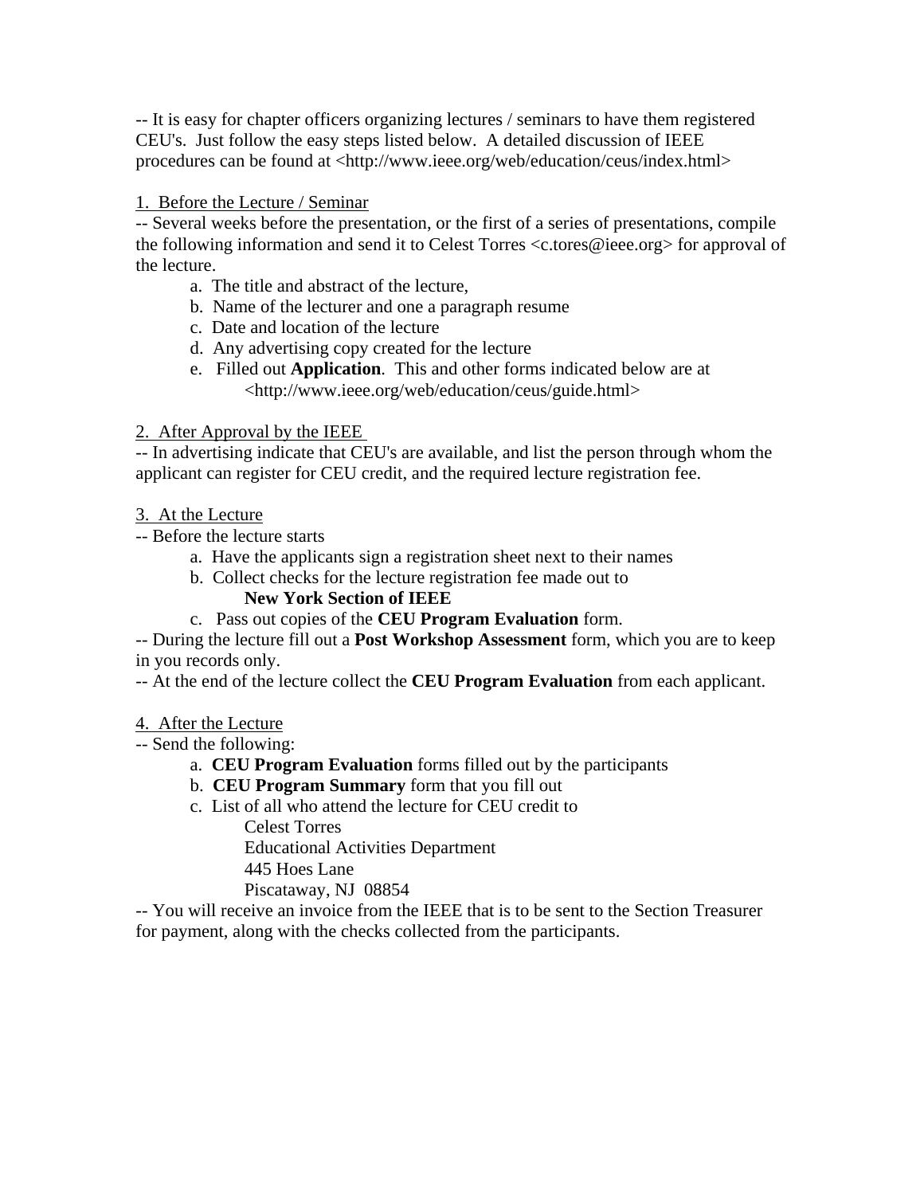-- It is easy for chapter officers organizing lectures / seminars to have them registered CEU's. Just follow the easy steps listed below. A detailed discussion of IEEE procedures can be found at <http://www.ieee.org/web/education/ceus/index.html>

<u>1. Before the Lecture / Seminar</u>

-- Several weeks before the presentation, or the first of a series of presentations, compile the following information and send it to Celest Torres <c.tores@ieee.org> for approval of the lecture.

a. The title and abstract of the lecture,
b. Name of the lecturer and one a paragraph resume
c. Date and location of the lecture
d. Any advertising copy created for the lecture
e. Filled out **Application**. This and other forms indicated below are at <http://www.ieee.org/web/education/ceus/guide.html>

<u>2. After Approval by the IEEE</u>

-- In advertising indicate that CEU's are available, and list the person through whom the applicant can register for CEU credit, and the required lecture registration fee.

<u>3. At the Lecture</u>

-- Before the lecture starts

a. Have the applicants sign a registration sheet next to their names
b. Collect checks for the lecture registration fee made out to
   **New York Section of IEEE**
c. Pass out copies of the **CEU Program Evaluation** form.

-- During the lecture fill out a **Post Workshop Assessment** form, which you are to keep in you records only.

-- At the end of the lecture collect the **CEU Program Evaluation** from each applicant.

<u>4. After the Lecture</u>

-- Send the following:

a. **CEU Program Evaluation** forms filled out by the participants
b. **CEU Program Summary** form that you fill out
c. List of all who attend the lecture for CEU credit to
   Celest Torres
   Educational Activities Department
   445 Hoes Lane
   Piscataway, NJ 08854

-- You will receive an invoice from the IEEE that is to be sent to the Section Treasurer for payment, along with the checks collected from the participants.